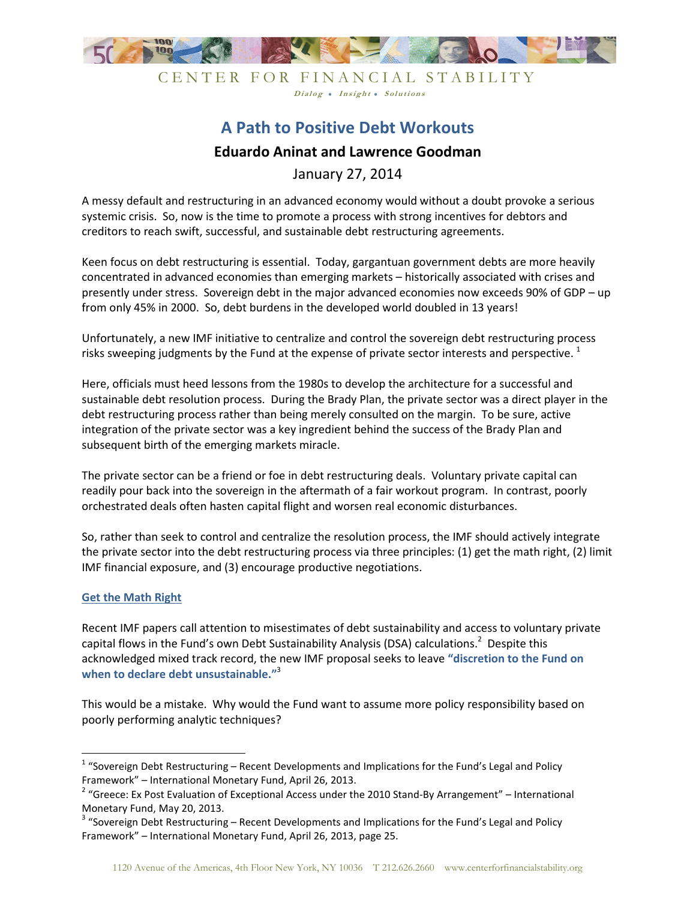CENTER FOR FINANCIAL STABILITY

*Dialog • Insight • Solutions*

# A Path to Positive Debt Workouts

## Eduardo Aninat and Lawrence Goodman

January 27, 2014

A messy default and restructuring in an advanced economy would without a doubt provoke a serious systemic crisis. So, now is the time to promote a process with strong incentives for debtors and creditors to reach swift, successful, and sustainable debt restructuring agreements.

Keen focus on debt restructuring is essential. Today, gargantuan government debts are more heavily concentrated in advanced economies than emerging markets – historically associated with crises and presently under stress. Sovereign debt in the major advanced economies now exceeds 90% of GDP – up from only 45% in 2000. So, debt burdens in the developed world doubled in 13 years!

Unfortunately, a new IMF initiative to centralize and control the sovereign debt restructuring process risks sweeping judgments by the Fund at the expense of private sector interests and perspective. [1]

Here, officials must heed lessons from the 1980s to develop the architecture for a successful and sustainable debt resolution process. During the Brady Plan, the private sector was a direct player in the debt restructuring process rather than being merely consulted on the margin. To be sure, active integration of the private sector was a key ingredient behind the success of the Brady Plan and subsequent birth of the emerging markets miracle.

The private sector can be a friend or foe in debt restructuring deals. Voluntary private capital can readily pour back into the sovereign in the aftermath of a fair workout program. In contrast, poorly orchestrated deals often hasten capital flight and worsen real economic disturbances.

So, rather than seek to control and centralize the resolution process, the IMF should actively integrate the private sector into the debt restructuring process via three principles: (1) get the math right, (2) limit IMF financial exposure, and (3) encourage productive negotiations.

### Get the Math Right

Recent IMF papers call attention to misestimates of debt sustainability and access to voluntary private capital flows in the Fund's own Debt Sustainability Analysis (DSA) calculations.[2] Despite this acknowledged mixed track record, the new IMF proposal seeks to leave **"discretion to the Fund on when to declare debt unsustainable."**[3]

This would be a mistake. Why would the Fund want to assume more policy responsibility based on poorly performing analytic techniques?

---

[1] "Sovereign Debt Restructuring – Recent Developments and Implications for the Fund's Legal and Policy Framework" – International Monetary Fund, April 26, 2013.

[2] "Greece: Ex Post Evaluation of Exceptional Access under the 2010 Stand-By Arrangement" – International Monetary Fund, May 20, 2013.

[3] "Sovereign Debt Restructuring – Recent Developments and Implications for the Fund's Legal and Policy Framework" – International Monetary Fund, April 26, 2013, page 25.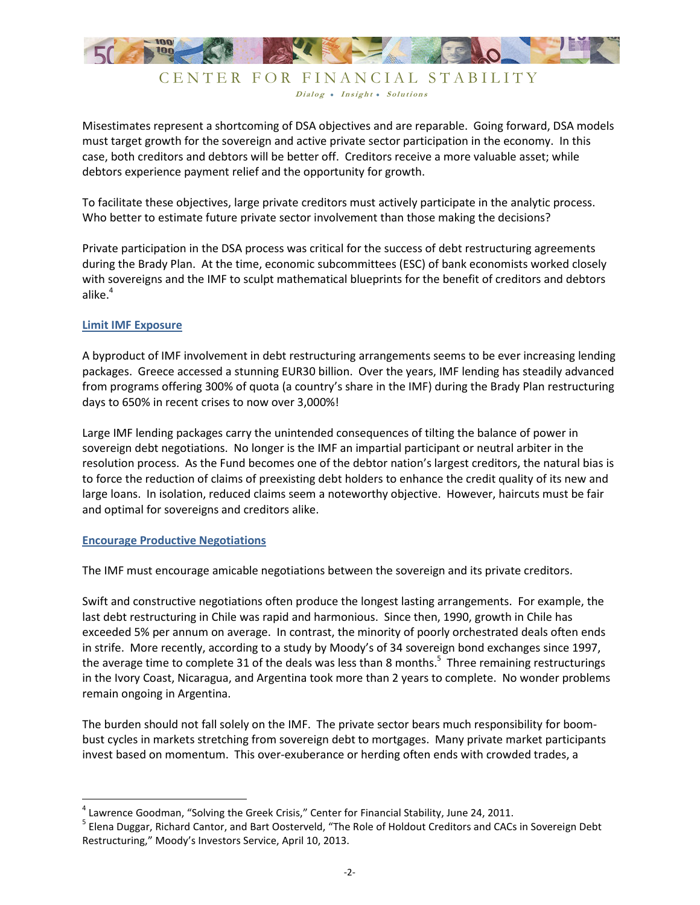Misestimates represent a shortcoming of DSA objectives and are reparable. Going forward, DSA models must target growth for the sovereign and active private sector participation in the economy. In this case, both creditors and debtors will be better off. Creditors receive a more valuable asset; while debtors experience payment relief and the opportunity for growth.

To facilitate these objectives, large private creditors must actively participate in the analytic process. Who better to estimate future private sector involvement than those making the decisions?

Private participation in the DSA process was critical for the success of debt restructuring agreements during the Brady Plan. At the time, economic subcommittees (ESC) of bank economists worked closely with sovereigns and the IMF to sculpt mathematical blueprints for the benefit of creditors and debtors alike.[4]

## Limit IMF Exposure

A byproduct of IMF involvement in debt restructuring arrangements seems to be ever increasing lending packages. Greece accessed a stunning EUR30 billion. Over the years, IMF lending has steadily advanced from programs offering 300% of quota (a country's share in the IMF) during the Brady Plan restructuring days to 650% in recent crises to now over 3,000%!

Large IMF lending packages carry the unintended consequences of tilting the balance of power in sovereign debt negotiations. No longer is the IMF an impartial participant or neutral arbiter in the resolution process. As the Fund becomes one of the debtor nation's largest creditors, the natural bias is to force the reduction of claims of preexisting debt holders to enhance the credit quality of its new and large loans. In isolation, reduced claims seem a noteworthy objective. However, haircuts must be fair and optimal for sovereigns and creditors alike.

## Encourage Productive Negotiations

The IMF must encourage amicable negotiations between the sovereign and its private creditors.

Swift and constructive negotiations often produce the longest lasting arrangements. For example, the last debt restructuring in Chile was rapid and harmonious. Since then, 1990, growth in Chile has exceeded 5% per annum on average. In contrast, the minority of poorly orchestrated deals often ends in strife. More recently, according to a study by Moody's of 34 sovereign bond exchanges since 1997, the average time to complete 31 of the deals was less than 8 months.[5] Three remaining restructurings in the Ivory Coast, Nicaragua, and Argentina took more than 2 years to complete. No wonder problems remain ongoing in Argentina.

The burden should not fall solely on the IMF. The private sector bears much responsibility for boom-bust cycles in markets stretching from sovereign debt to mortgages. Many private market participants invest based on momentum. This over-exuberance or herding often ends with crowded trades, a

---

[4] Lawrence Goodman, "Solving the Greek Crisis," Center for Financial Stability, June 24, 2011.

[5] Elena Duggar, Richard Cantor, and Bart Oosterveld, "The Role of Holdout Creditors and CACs in Sovereign Debt Restructuring," Moody's Investors Service, April 10, 2013.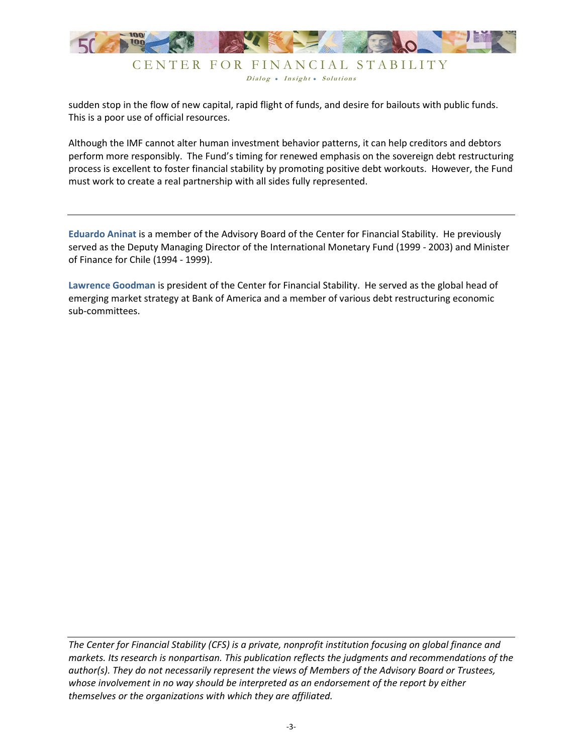sudden stop in the flow of new capital, rapid flight of funds, and desire for bailouts with public funds. This is a poor use of official resources.

Although the IMF cannot alter human investment behavior patterns, it can help creditors and debtors perform more responsibly. The Fund's timing for renewed emphasis on the sovereign debt restructuring process is excellent to foster financial stability by promoting positive debt workouts. However, the Fund must work to create a real partnership with all sides fully represented.

---

**Eduardo Aninat** is a member of the Advisory Board of the Center for Financial Stability. He previously served as the Deputy Managing Director of the International Monetary Fund (1999 - 2003) and Minister of Finance for Chile (1994 - 1999).

**Lawrence Goodman** is president of the Center for Financial Stability. He served as the global head of emerging market strategy at Bank of America and a member of various debt restructuring economic sub-committees.

---

*The Center for Financial Stability (CFS) is a private, nonprofit institution focusing on global finance and markets. Its research is nonpartisan. This publication reflects the judgments and recommendations of the author(s). They do not necessarily represent the views of Members of the Advisory Board or Trustees, whose involvement in no way should be interpreted as an endorsement of the report by either themselves or the organizations with which they are affiliated.*